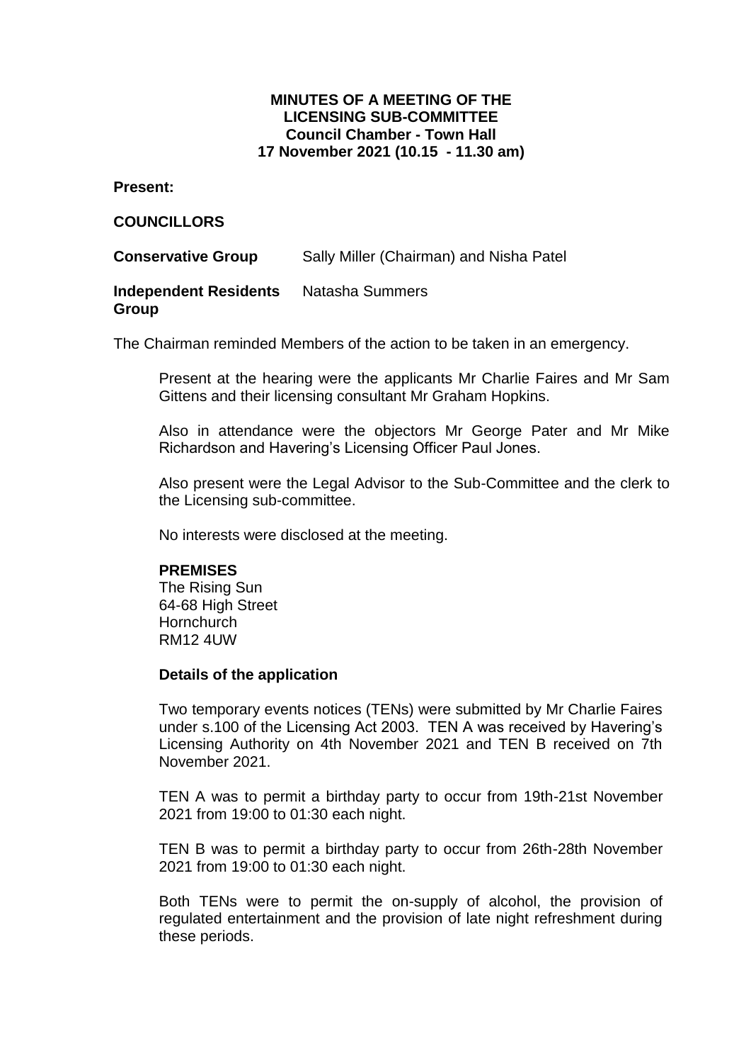# MINUTES OF A MEETING OF THE LICENSING SUB-COMMITTEE
**Council Chamber - Town Hall**
**17 November 2021 (10.15 - 11.30 am)**

**Present:**

**COUNCILLORS**

**Conservative Group** Sally Miller (Chairman) and Nisha Patel

**Independent Residents Group** Natasha Summers

The Chairman reminded Members of the action to be taken in an emergency.

Present at the hearing were the applicants Mr Charlie Faires and Mr Sam Gittens and their licensing consultant Mr Graham Hopkins.

Also in attendance were the objectors Mr George Pater and Mr Mike Richardson and Havering's Licensing Officer Paul Jones.

Also present were the Legal Advisor to the Sub-Committee and the clerk to the Licensing sub-committee.

No interests were disclosed at the meeting.

**PREMISES**
The Rising Sun
64-68 High Street
Hornchurch
RM12 4UW

**Details of the application**

Two temporary events notices (TENs) were submitted by Mr Charlie Faires under s.100 of the Licensing Act 2003. TEN A was received by Havering's Licensing Authority on 4th November 2021 and TEN B received on 7th November 2021.

TEN A was to permit a birthday party to occur from 19th-21st November 2021 from 19:00 to 01:30 each night.

TEN B was to permit a birthday party to occur from 26th-28th November 2021 from 19:00 to 01:30 each night.

Both TENs were to permit the on-supply of alcohol, the provision of regulated entertainment and the provision of late night refreshment during these periods.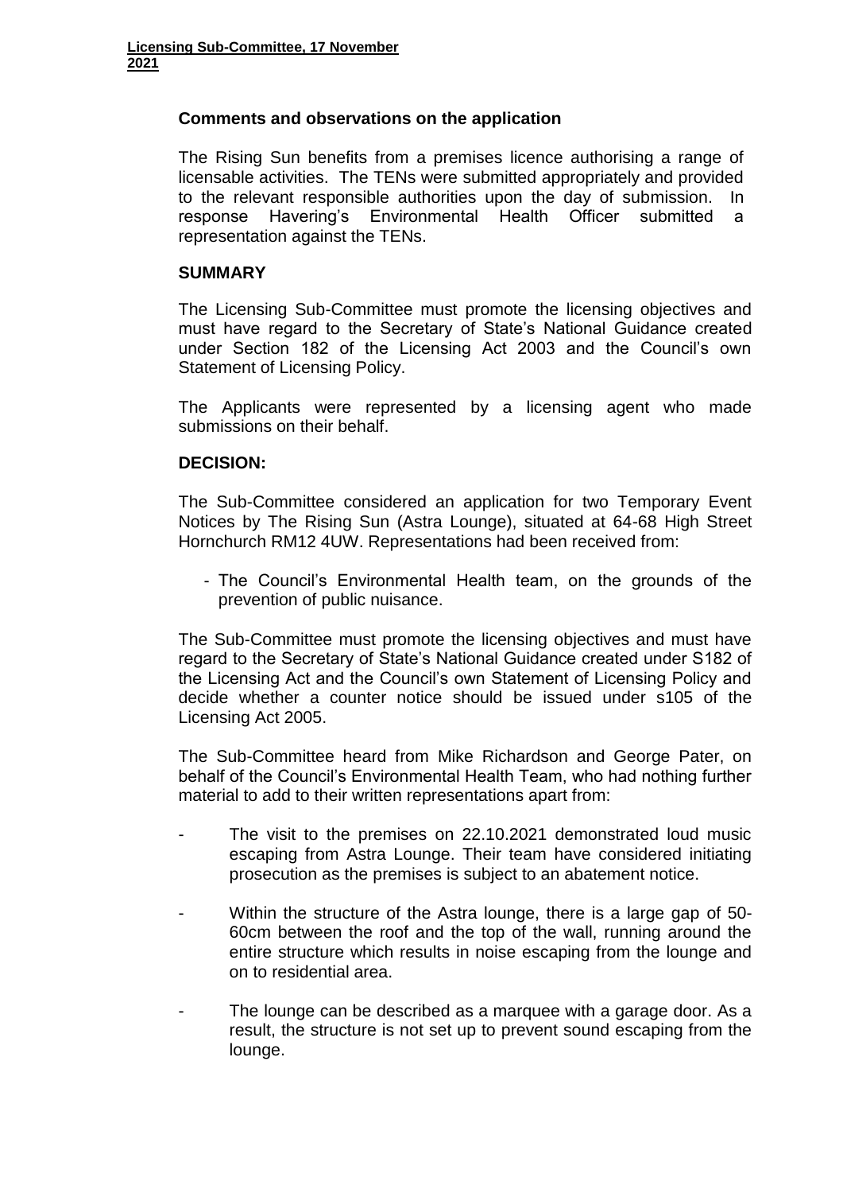**Comments and observations on the application**

The Rising Sun benefits from a premises licence authorising a range of licensable activities. The TENs were submitted appropriately and provided to the relevant responsible authorities upon the day of submission. In response Havering's Environmental Health Officer submitted a representation against the TENs.

**SUMMARY**

The Licensing Sub-Committee must promote the licensing objectives and must have regard to the Secretary of State's National Guidance created under Section 182 of the Licensing Act 2003 and the Council's own Statement of Licensing Policy.

The Applicants were represented by a licensing agent who made submissions on their behalf.

**DECISION:**

The Sub-Committee considered an application for two Temporary Event Notices by The Rising Sun (Astra Lounge), situated at 64-68 High Street Hornchurch RM12 4UW. Representations had been received from:

- The Council's Environmental Health team, on the grounds of the prevention of public nuisance.

The Sub-Committee must promote the licensing objectives and must have regard to the Secretary of State's National Guidance created under S182 of the Licensing Act and the Council's own Statement of Licensing Policy and decide whether a counter notice should be issued under s105 of the Licensing Act 2005.

The Sub-Committee heard from Mike Richardson and George Pater, on behalf of the Council's Environmental Health Team, who had nothing further material to add to their written representations apart from:

- The visit to the premises on 22.10.2021 demonstrated loud music escaping from Astra Lounge. Their team have considered initiating prosecution as the premises is subject to an abatement notice.
- Within the structure of the Astra lounge, there is a large gap of 50-60cm between the roof and the top of the wall, running around the entire structure which results in noise escaping from the lounge and on to residential area.
- The lounge can be described as a marquee with a garage door. As a result, the structure is not set up to prevent sound escaping from the lounge.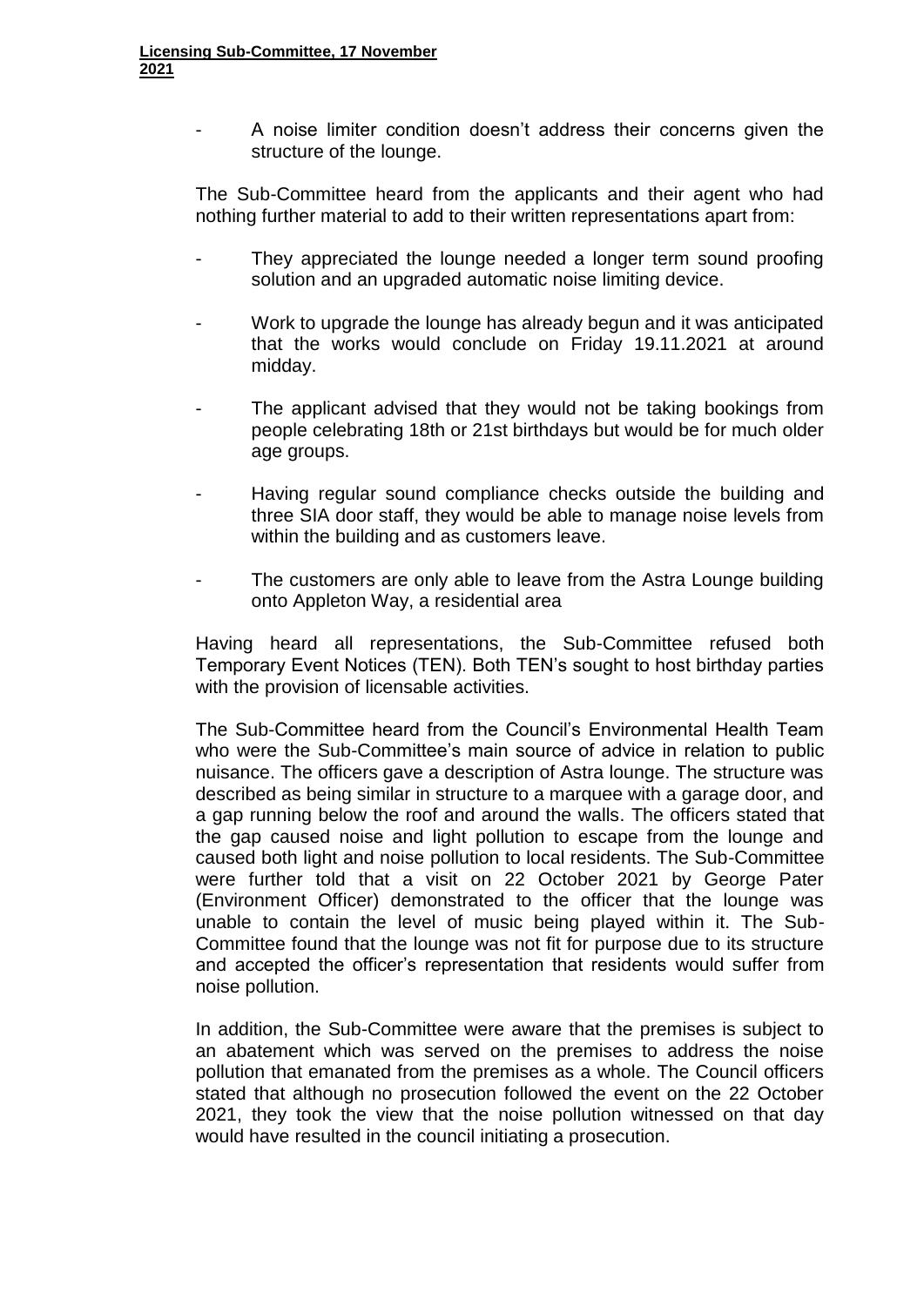- A noise limiter condition doesn't address their concerns given the structure of the lounge.

The Sub-Committee heard from the applicants and their agent who had nothing further material to add to their written representations apart from:

- They appreciated the lounge needed a longer term sound proofing solution and an upgraded automatic noise limiting device.
- Work to upgrade the lounge has already begun and it was anticipated that the works would conclude on Friday 19.11.2021 at around midday.
- The applicant advised that they would not be taking bookings from people celebrating 18th or 21st birthdays but would be for much older age groups.
- Having regular sound compliance checks outside the building and three SIA door staff, they would be able to manage noise levels from within the building and as customers leave.
- The customers are only able to leave from the Astra Lounge building onto Appleton Way, a residential area

Having heard all representations, the Sub-Committee refused both Temporary Event Notices (TEN). Both TEN's sought to host birthday parties with the provision of licensable activities.

The Sub-Committee heard from the Council's Environmental Health Team who were the Sub-Committee's main source of advice in relation to public nuisance. The officers gave a description of Astra lounge. The structure was described as being similar in structure to a marquee with a garage door, and a gap running below the roof and around the walls. The officers stated that the gap caused noise and light pollution to escape from the lounge and caused both light and noise pollution to local residents. The Sub-Committee were further told that a visit on 22 October 2021 by George Pater (Environment Officer) demonstrated to the officer that the lounge was unable to contain the level of music being played within it. The Sub-Committee found that the lounge was not fit for purpose due to its structure and accepted the officer's representation that residents would suffer from noise pollution.

In addition, the Sub-Committee were aware that the premises is subject to an abatement which was served on the premises to address the noise pollution that emanated from the premises as a whole. The Council officers stated that although no prosecution followed the event on the 22 October 2021, they took the view that the noise pollution witnessed on that day would have resulted in the council initiating a prosecution.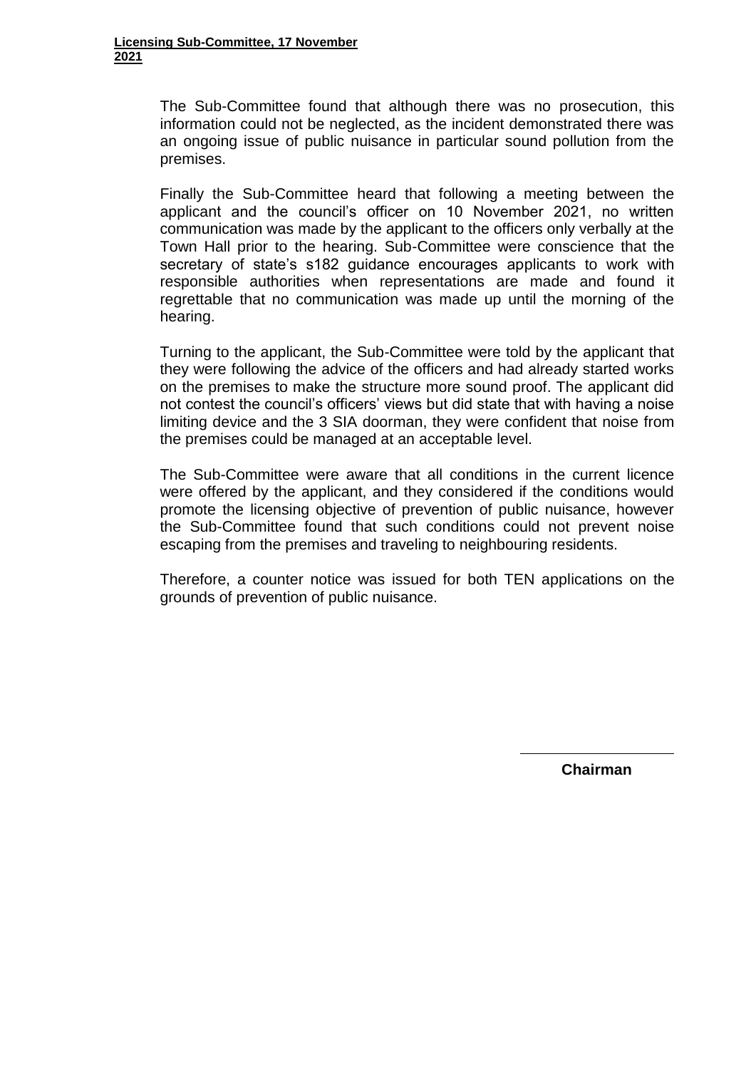The Sub-Committee found that although there was no prosecution, this information could not be neglected, as the incident demonstrated there was an ongoing issue of public nuisance in particular sound pollution from the premises.

Finally the Sub-Committee heard that following a meeting between the applicant and the council's officer on 10 November 2021, no written communication was made by the applicant to the officers only verbally at the Town Hall prior to the hearing. Sub-Committee were conscience that the secretary of state's s182 guidance encourages applicants to work with responsible authorities when representations are made and found it regrettable that no communication was made up until the morning of the hearing.

Turning to the applicant, the Sub-Committee were told by the applicant that they were following the advice of the officers and had already started works on the premises to make the structure more sound proof. The applicant did not contest the council's officers' views but did state that with having a noise limiting device and the 3 SIA doorman, they were confident that noise from the premises could be managed at an acceptable level.

The Sub-Committee were aware that all conditions in the current licence were offered by the applicant, and they considered if the conditions would promote the licensing objective of prevention of public nuisance, however the Sub-Committee found that such conditions could not prevent noise escaping from the premises and traveling to neighbouring residents.

Therefore, a counter notice was issued for both TEN applications on the grounds of prevention of public nuisance.

**Chairman**